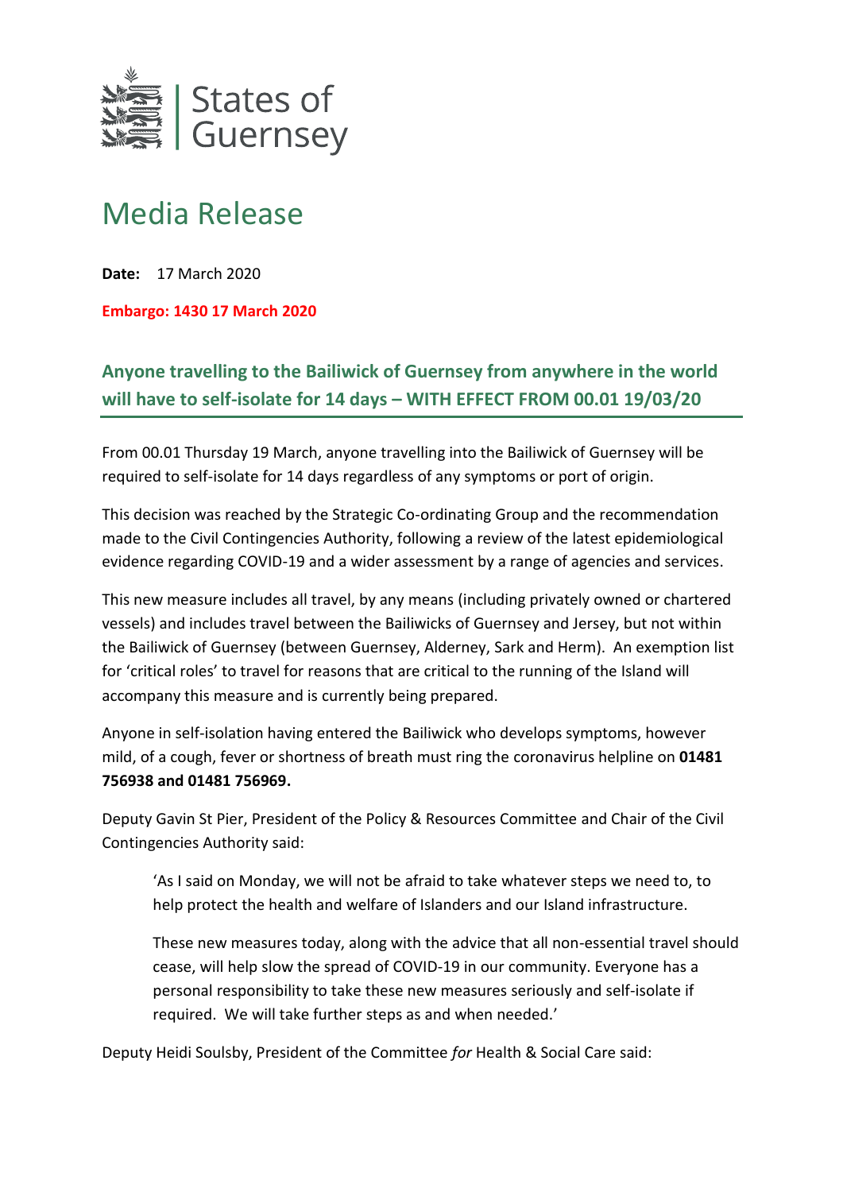States of Guernsey

# Media Release

**Date:** 17 March 2020

**Embargo: 1430 17 March 2020**

## Anyone travelling to the Bailiwick of Guernsey from anywhere in the world will have to self-isolate for 14 days – WITH EFFECT FROM 00.01 19/03/20

From 00.01 Thursday 19 March, anyone travelling into the Bailiwick of Guernsey will be required to self-isolate for 14 days regardless of any symptoms or port of origin.

This decision was reached by the Strategic Co-ordinating Group and the recommendation made to the Civil Contingencies Authority, following a review of the latest epidemiological evidence regarding COVID-19 and a wider assessment by a range of agencies and services.

This new measure includes all travel, by any means (including privately owned or chartered vessels) and includes travel between the Bailiwicks of Guernsey and Jersey, but not within the Bailiwick of Guernsey (between Guernsey, Alderney, Sark and Herm). An exemption list for 'critical roles' to travel for reasons that are critical to the running of the Island will accompany this measure and is currently being prepared.

Anyone in self-isolation having entered the Bailiwick who develops symptoms, however mild, of a cough, fever or shortness of breath must ring the coronavirus helpline on **01481 756938 and 01481 756969.**

Deputy Gavin St Pier, President of the Policy & Resources Committee and Chair of the Civil Contingencies Authority said:

> 'As I said on Monday, we will not be afraid to take whatever steps we need to, to help protect the health and welfare of Islanders and our Island infrastructure.
>
> These new measures today, along with the advice that all non-essential travel should cease, will help slow the spread of COVID-19 in our community. Everyone has a personal responsibility to take these new measures seriously and self-isolate if required. We will take further steps as and when needed.'

Deputy Heidi Soulsby, President of the Committee *for* Health & Social Care said: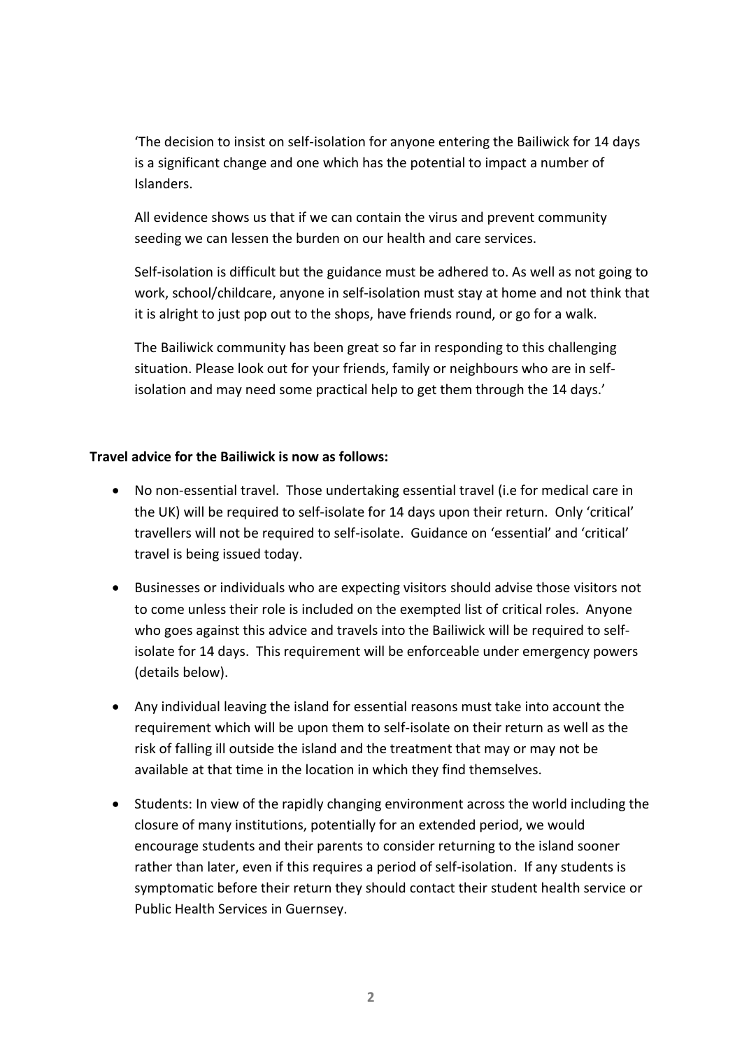'The decision to insist on self-isolation for anyone entering the Bailiwick for 14 days is a significant change and one which has the potential to impact a number of Islanders.

All evidence shows us that if we can contain the virus and prevent community seeding we can lessen the burden on our health and care services.

Self-isolation is difficult but the guidance must be adhered to. As well as not going to work, school/childcare, anyone in self-isolation must stay at home and not think that it is alright to just pop out to the shops, have friends round, or go for a walk.

The Bailiwick community has been great so far in responding to this challenging situation. Please look out for your friends, family or neighbours who are in self-isolation and may need some practical help to get them through the 14 days.'

**Travel advice for the Bailiwick is now as follows:**

- No non-essential travel. Those undertaking essential travel (i.e for medical care in the UK) will be required to self-isolate for 14 days upon their return. Only 'critical' travellers will not be required to self-isolate. Guidance on 'essential' and 'critical' travel is being issued today.
- Businesses or individuals who are expecting visitors should advise those visitors not to come unless their role is included on the exempted list of critical roles. Anyone who goes against this advice and travels into the Bailiwick will be required to self-isolate for 14 days. This requirement will be enforceable under emergency powers (details below).
- Any individual leaving the island for essential reasons must take into account the requirement which will be upon them to self-isolate on their return as well as the risk of falling ill outside the island and the treatment that may or may not be available at that time in the location in which they find themselves.
- Students: In view of the rapidly changing environment across the world including the closure of many institutions, potentially for an extended period, we would encourage students and their parents to consider returning to the island sooner rather than later, even if this requires a period of self-isolation. If any students is symptomatic before their return they should contact their student health service or Public Health Services in Guernsey.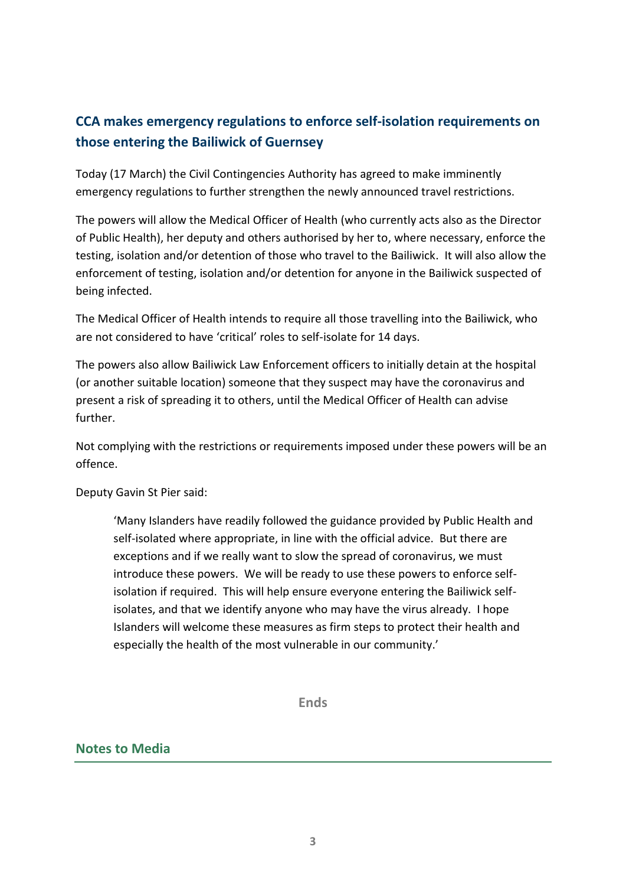## CCA makes emergency regulations to enforce self-isolation requirements on those entering the Bailiwick of Guernsey

Today (17 March) the Civil Contingencies Authority has agreed to make imminently emergency regulations to further strengthen the newly announced travel restrictions.

The powers will allow the Medical Officer of Health (who currently acts also as the Director of Public Health), her deputy and others authorised by her to, where necessary, enforce the testing, isolation and/or detention of those who travel to the Bailiwick. It will also allow the enforcement of testing, isolation and/or detention for anyone in the Bailiwick suspected of being infected.

The Medical Officer of Health intends to require all those travelling into the Bailiwick, who are not considered to have 'critical' roles to self-isolate for 14 days.

The powers also allow Bailiwick Law Enforcement officers to initially detain at the hospital (or another suitable location) someone that they suspect may have the coronavirus and present a risk of spreading it to others, until the Medical Officer of Health can advise further.

Not complying with the restrictions or requirements imposed under these powers will be an offence.

Deputy Gavin St Pier said:

> 'Many Islanders have readily followed the guidance provided by Public Health and self-isolated where appropriate, in line with the official advice. But there are exceptions and if we really want to slow the spread of coronavirus, we must introduce these powers. We will be ready to use these powers to enforce self-isolation if required. This will help ensure everyone entering the Bailiwick self-isolates, and that we identify anyone who may have the virus already. I hope Islanders will welcome these measures as firm steps to protect their health and especially the health of the most vulnerable in our community.'

**Ends**

## Notes to Media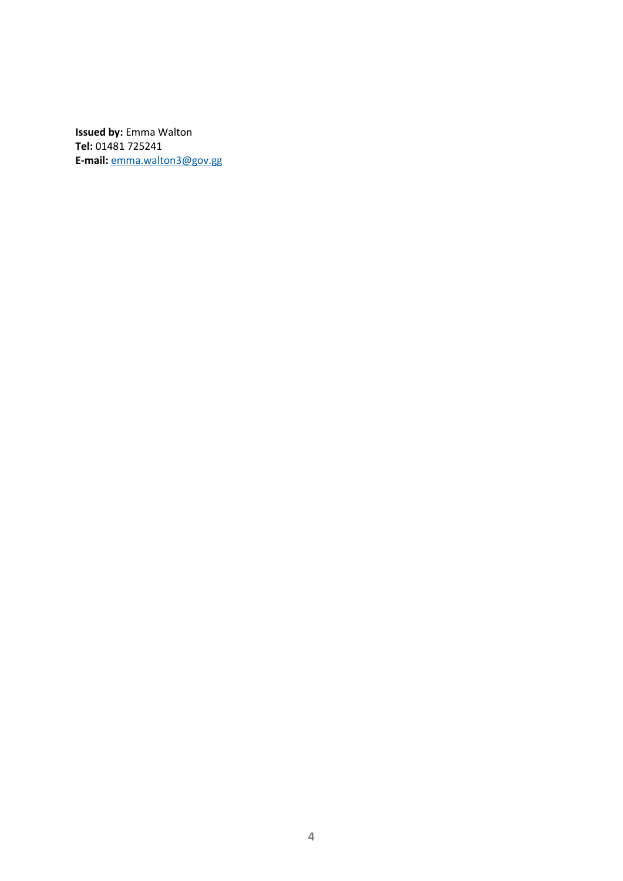**Issued by:** Emma Walton
**Tel:** 01481 725241
**E-mail:** emma.walton3@gov.gg